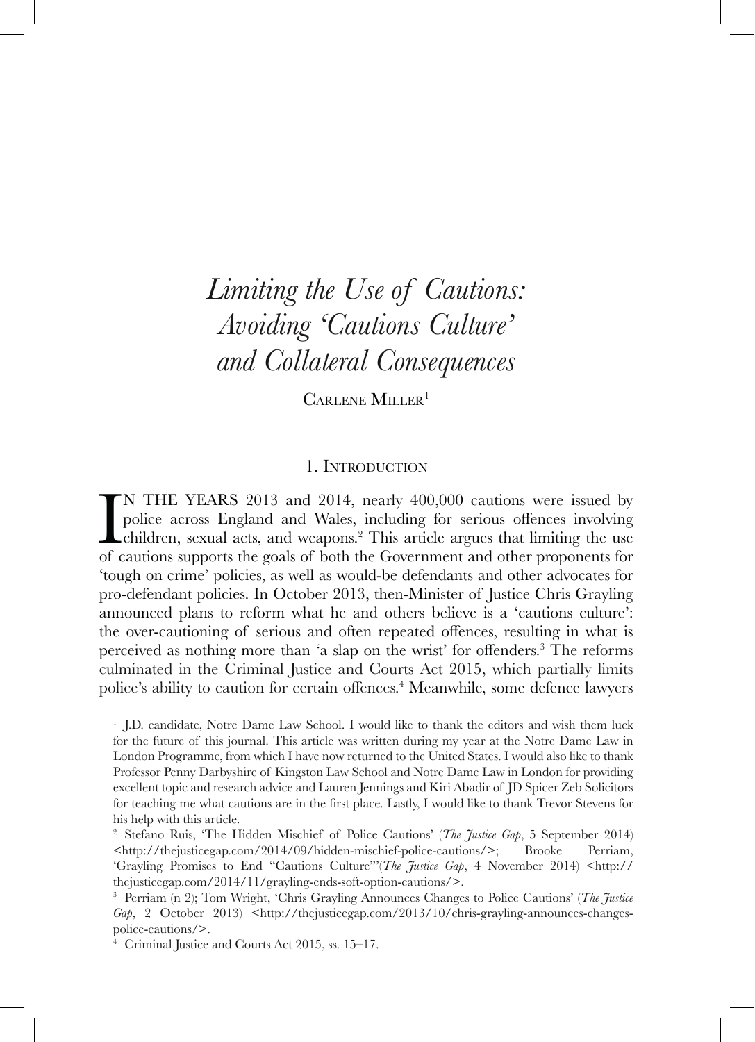# *Limiting the Use of Cautions: Avoiding 'Cautions Culture' and Collateral Consequences*

Carlene Miller[1]

## 1. Introduction

IN THE YEARS 2013 and 2014, nearly 400,000 cautions were issued by police across England and Wales, including for serious offences involving children, sexual acts, and weapons.[2] This article argues that limiting the use of cautions supports the goals of both the Government and other proponents for 'tough on crime' policies, as well as would-be defendants and other advocates for pro-defendant policies. In October 2013, then-Minister of Justice Chris Grayling announced plans to reform what he and others believe is a 'cautions culture': the over-cautioning of serious and often repeated offences, resulting in what is perceived as nothing more than 'a slap on the wrist' for offenders.[3] The reforms culminated in the Criminal Justice and Courts Act 2015, which partially limits police's ability to caution for certain offences.[4] Meanwhile, some defence lawyers

---

[1] J.D. candidate, Notre Dame Law School. I would like to thank the editors and wish them luck for the future of this journal. This article was written during my year at the Notre Dame Law in London Programme, from which I have now returned to the United States. I would also like to thank Professor Penny Darbyshire of Kingston Law School and Notre Dame Law in London for providing excellent topic and research advice and Lauren Jennings and Kiri Abadir of JD Spicer Zeb Solicitors for teaching me what cautions are in the first place. Lastly, I would like to thank Trevor Stevens for his help with this article.

[2] Stefano Ruis, 'The Hidden Mischief of Police Cautions' (*The Justice Gap*, 5 September 2014) <http://thejusticegap.com/2014/09/hidden-mischief-police-cautions/>; Brooke Perriam, 'Grayling Promises to End "Cautions Culture"'(*The Justice Gap*, 4 November 2014) <http://thejusticegap.com/2014/11/grayling-ends-soft-option-cautions/>.

[3] Perriam (n 2); Tom Wright, 'Chris Grayling Announces Changes to Police Cautions' (*The Justice Gap*, 2 October 2013) <http://thejusticegap.com/2013/10/chris-grayling-announces-changes-police-cautions/>.

[4] Criminal Justice and Courts Act 2015, ss. 15–17.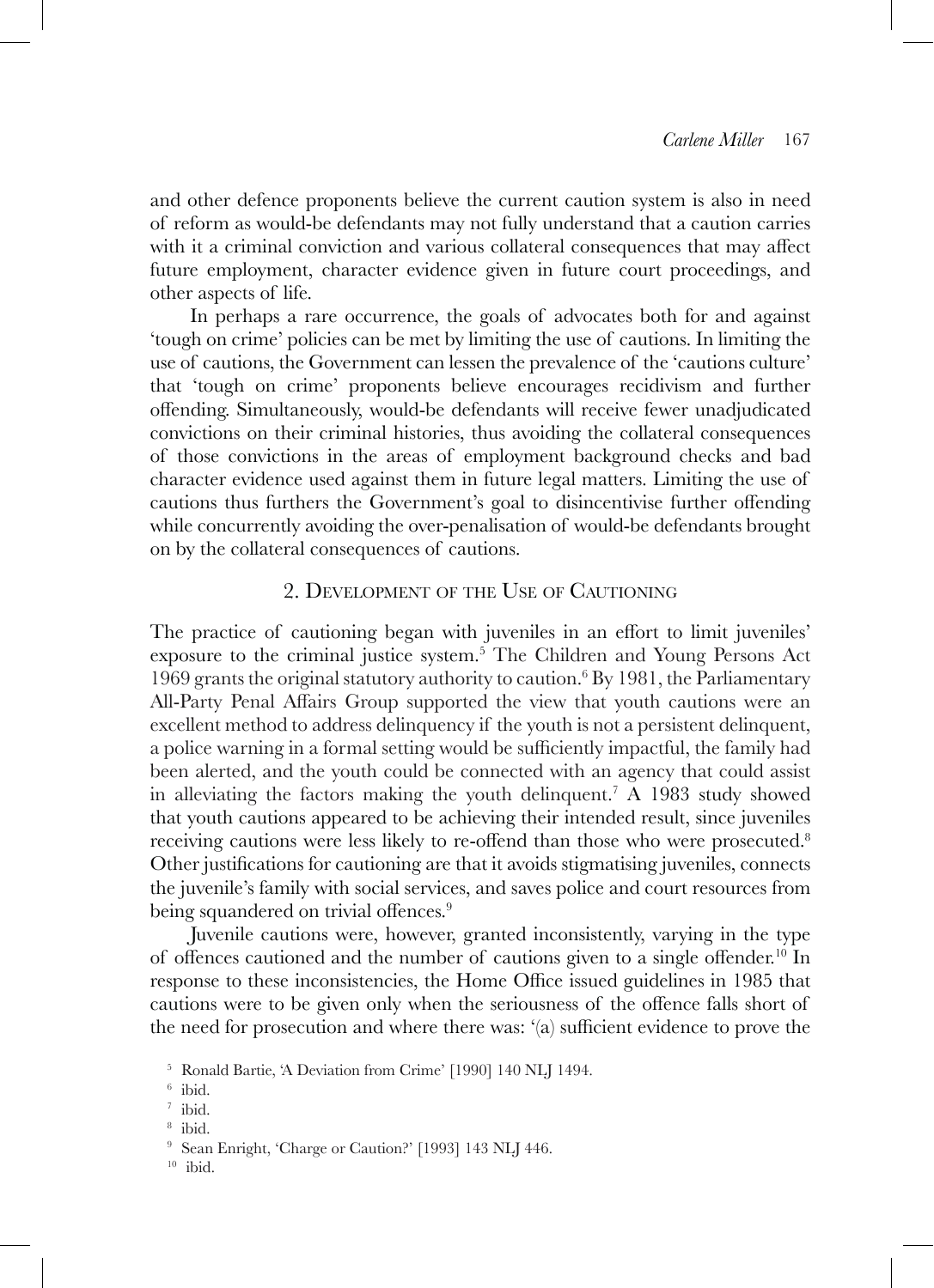and other defence proponents believe the current caution system is also in need of reform as would-be defendants may not fully understand that a caution carries with it a criminal conviction and various collateral consequences that may affect future employment, character evidence given in future court proceedings, and other aspects of life.

In perhaps a rare occurrence, the goals of advocates both for and against 'tough on crime' policies can be met by limiting the use of cautions. In limiting the use of cautions, the Government can lessen the prevalence of the 'cautions culture' that 'tough on crime' proponents believe encourages recidivism and further offending. Simultaneously, would-be defendants will receive fewer unadjudicated convictions on their criminal histories, thus avoiding the collateral consequences of those convictions in the areas of employment background checks and bad character evidence used against them in future legal matters. Limiting the use of cautions thus furthers the Government's goal to disincentivise further offending while concurrently avoiding the over-penalisation of would-be defendants brought on by the collateral consequences of cautions.

## 2. Development of the Use of Cautioning

The practice of cautioning began with juveniles in an effort to limit juveniles' exposure to the criminal justice system.[5] The Children and Young Persons Act 1969 grants the original statutory authority to caution.[6] By 1981, the Parliamentary All-Party Penal Affairs Group supported the view that youth cautions were an excellent method to address delinquency if the youth is not a persistent delinquent, a police warning in a formal setting would be sufficiently impactful, the family had been alerted, and the youth could be connected with an agency that could assist in alleviating the factors making the youth delinquent.[7] A 1983 study showed that youth cautions appeared to be achieving their intended result, since juveniles receiving cautions were less likely to re-offend than those who were prosecuted.[8] Other justifications for cautioning are that it avoids stigmatising juveniles, connects the juvenile's family with social services, and saves police and court resources from being squandered on trivial offences.[9]

Juvenile cautions were, however, granted inconsistently, varying in the type of offences cautioned and the number of cautions given to a single offender.[10] In response to these inconsistencies, the Home Office issued guidelines in 1985 that cautions were to be given only when the seriousness of the offence falls short of the need for prosecution and where there was: '(a) sufficient evidence to prove the

[5] Ronald Bartie, 'A Deviation from Crime' [1990] 140 NLJ 1494.

[6] ibid.

[7] ibid.

[8] ibid.

[9] Sean Enright, 'Charge or Caution?' [1993] 143 NLJ 446.

[10] ibid.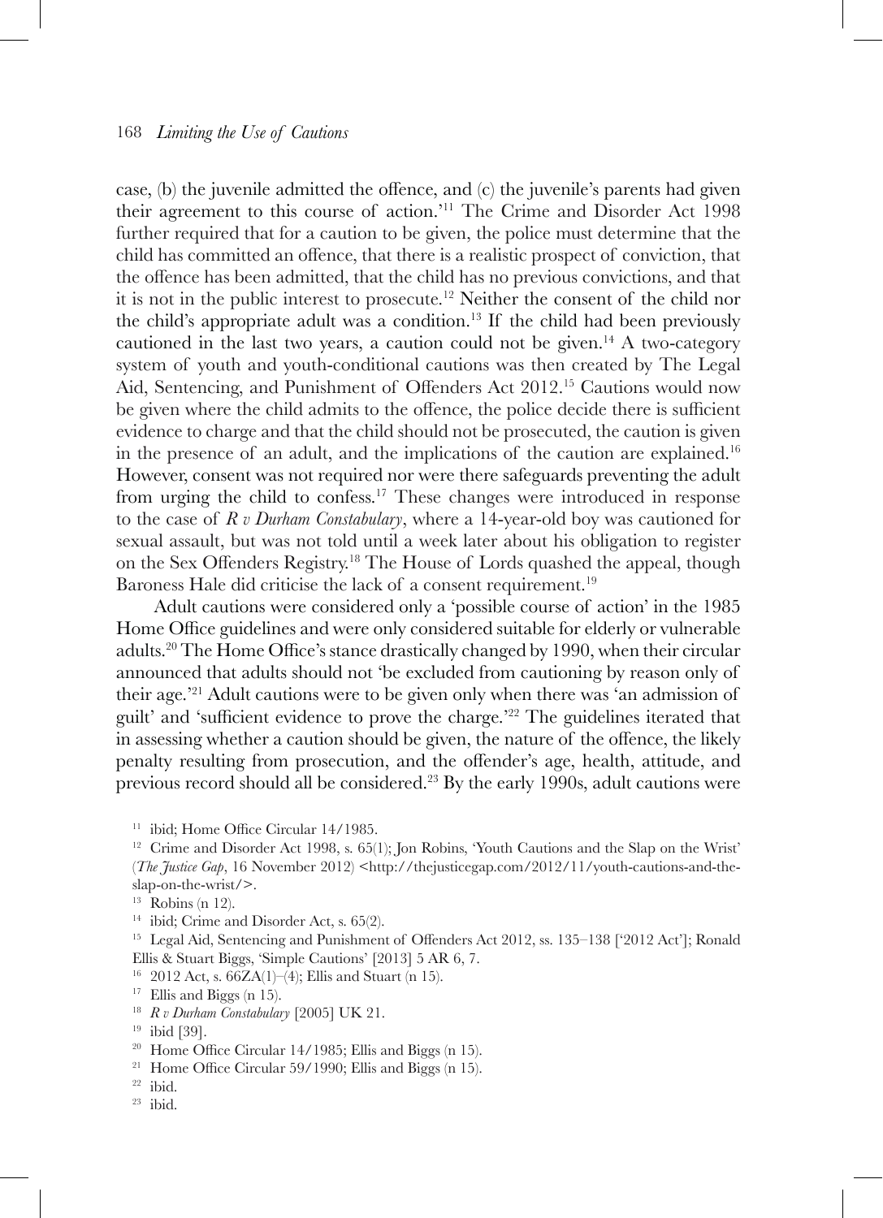case, (b) the juvenile admitted the offence, and (c) the juvenile's parents had given their agreement to this course of action.'[11] The Crime and Disorder Act 1998 further required that for a caution to be given, the police must determine that the child has committed an offence, that there is a realistic prospect of conviction, that the offence has been admitted, that the child has no previous convictions, and that it is not in the public interest to prosecute.[12] Neither the consent of the child nor the child's appropriate adult was a condition.[13] If the child had been previously cautioned in the last two years, a caution could not be given.[14] A two-category system of youth and youth-conditional cautions was then created by The Legal Aid, Sentencing, and Punishment of Offenders Act 2012.[15] Cautions would now be given where the child admits to the offence, the police decide there is sufficient evidence to charge and that the child should not be prosecuted, the caution is given in the presence of an adult, and the implications of the caution are explained.[16] However, consent was not required nor were there safeguards preventing the adult from urging the child to confess.[17] These changes were introduced in response to the case of *R v Durham Constabulary*, where a 14-year-old boy was cautioned for sexual assault, but was not told until a week later about his obligation to register on the Sex Offenders Registry.[18] The House of Lords quashed the appeal, though Baroness Hale did criticise the lack of a consent requirement.[19]

Adult cautions were considered only a 'possible course of action' in the 1985 Home Office guidelines and were only considered suitable for elderly or vulnerable adults.[20] The Home Office's stance drastically changed by 1990, when their circular announced that adults should not 'be excluded from cautioning by reason only of their age.'[21] Adult cautions were to be given only when there was 'an admission of guilt' and 'sufficient evidence to prove the charge.'[22] The guidelines iterated that in assessing whether a caution should be given, the nature of the offence, the likely penalty resulting from prosecution, and the offender's age, health, attitude, and previous record should all be considered.[23] By the early 1990s, adult cautions were

[11] ibid; Home Office Circular 14/1985.

[12] Crime and Disorder Act 1998, s. 65(1); Jon Robins, 'Youth Cautions and the Slap on the Wrist' (*The Justice Gap*, 16 November 2012) <http://thejusticegap.com/2012/11/youth-cautions-and-the-slap-on-the-wrist/>.

[13] Robins (n 12).

[14] ibid; Crime and Disorder Act, s. 65(2).

[15] Legal Aid, Sentencing and Punishment of Offenders Act 2012, ss. 135–138 ['2012 Act']; Ronald Ellis & Stuart Biggs, 'Simple Cautions' [2013] 5 AR 6, 7.

[16] 2012 Act, s. 66ZA(1)–(4); Ellis and Stuart (n 15).

[17] Ellis and Biggs (n 15).

[18] *R v Durham Constabulary* [2005] UK 21.

[19] ibid [39].

[20] Home Office Circular 14/1985; Ellis and Biggs (n 15).

[21] Home Office Circular 59/1990; Ellis and Biggs (n 15).

[22] ibid.

[23] ibid.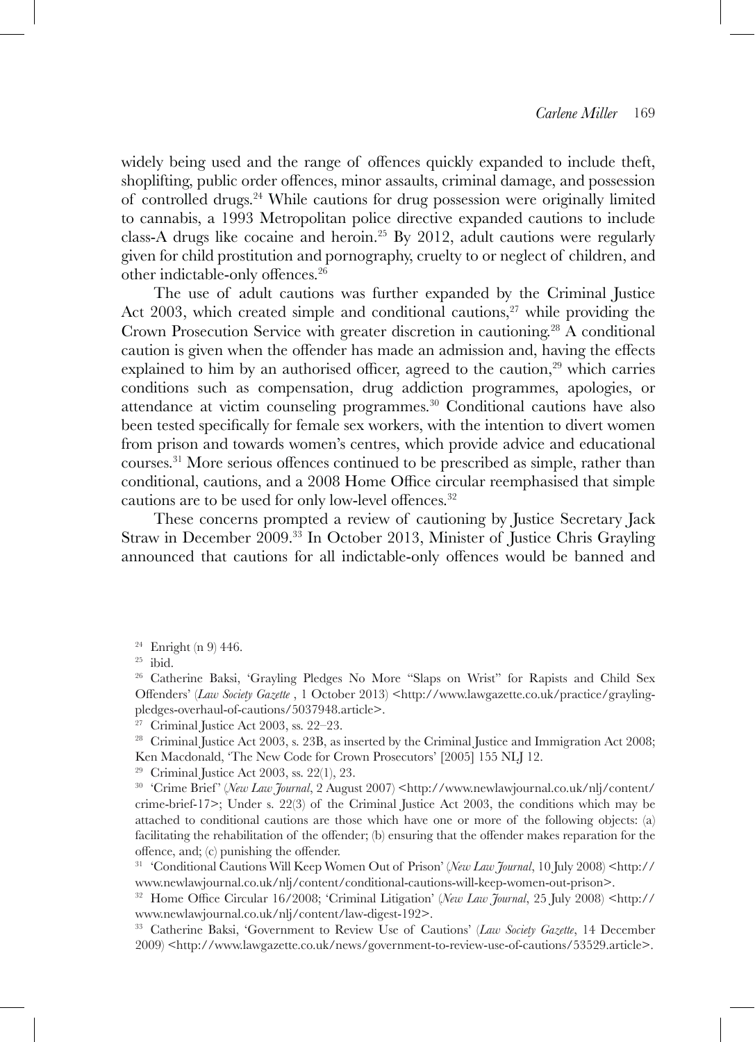widely being used and the range of offences quickly expanded to include theft, shoplifting, public order offences, minor assaults, criminal damage, and possession of controlled drugs.[24] While cautions for drug possession were originally limited to cannabis, a 1993 Metropolitan police directive expanded cautions to include class-A drugs like cocaine and heroin.[25] By 2012, adult cautions were regularly given for child prostitution and pornography, cruelty to or neglect of children, and other indictable-only offences.[26]

The use of adult cautions was further expanded by the Criminal Justice Act 2003, which created simple and conditional cautions,[27] while providing the Crown Prosecution Service with greater discretion in cautioning.[28] A conditional caution is given when the offender has made an admission and, having the effects explained to him by an authorised officer, agreed to the caution,[29] which carries conditions such as compensation, drug addiction programmes, apologies, or attendance at victim counseling programmes.[30] Conditional cautions have also been tested specifically for female sex workers, with the intention to divert women from prison and towards women's centres, which provide advice and educational courses.[31] More serious offences continued to be prescribed as simple, rather than conditional, cautions, and a 2008 Home Office circular reemphasised that simple cautions are to be used for only low-level offences.[32]

These concerns prompted a review of cautioning by Justice Secretary Jack Straw in December 2009.[33] In October 2013, Minister of Justice Chris Grayling announced that cautions for all indictable-only offences would be banned and

---

[24] Enright (n 9) 446.

[25] ibid.

[26] Catherine Baksi, 'Grayling Pledges No More "Slaps on Wrist" for Rapists and Child Sex Offenders' (*Law Society Gazette* , 1 October 2013) <http://www.lawgazette.co.uk/practice/grayling-pledges-overhaul-of-cautions/5037948.article>.

[27] Criminal Justice Act 2003, ss. 22–23.

[28] Criminal Justice Act 2003, s. 23B, as inserted by the Criminal Justice and Immigration Act 2008; Ken Macdonald, 'The New Code for Crown Prosecutors' [2005] 155 NLJ 12.

[29] Criminal Justice Act 2003, ss. 22(1), 23.

[30] 'Crime Brief' (*New Law Journal*, 2 August 2007) <http://www.newlawjournal.co.uk/nlj/content/crime-brief-17>; Under s. 22(3) of the Criminal Justice Act 2003, the conditions which may be attached to conditional cautions are those which have one or more of the following objects: (a) facilitating the rehabilitation of the offender; (b) ensuring that the offender makes reparation for the offence, and; (c) punishing the offender.

[31] 'Conditional Cautions Will Keep Women Out of Prison' (*New Law Journal*, 10 July 2008) <http://www.newlawjournal.co.uk/nlj/content/conditional-cautions-will-keep-women-out-prison>.

[32] Home Office Circular 16/2008; 'Criminal Litigation' (*New Law Journal*, 25 July 2008) <http://www.newlawjournal.co.uk/nlj/content/law-digest-192>.

[33] Catherine Baksi, 'Government to Review Use of Cautions' (*Law Society Gazette*, 14 December 2009) <http://www.lawgazette.co.uk/news/government-to-review-use-of-cautions/53529.article>.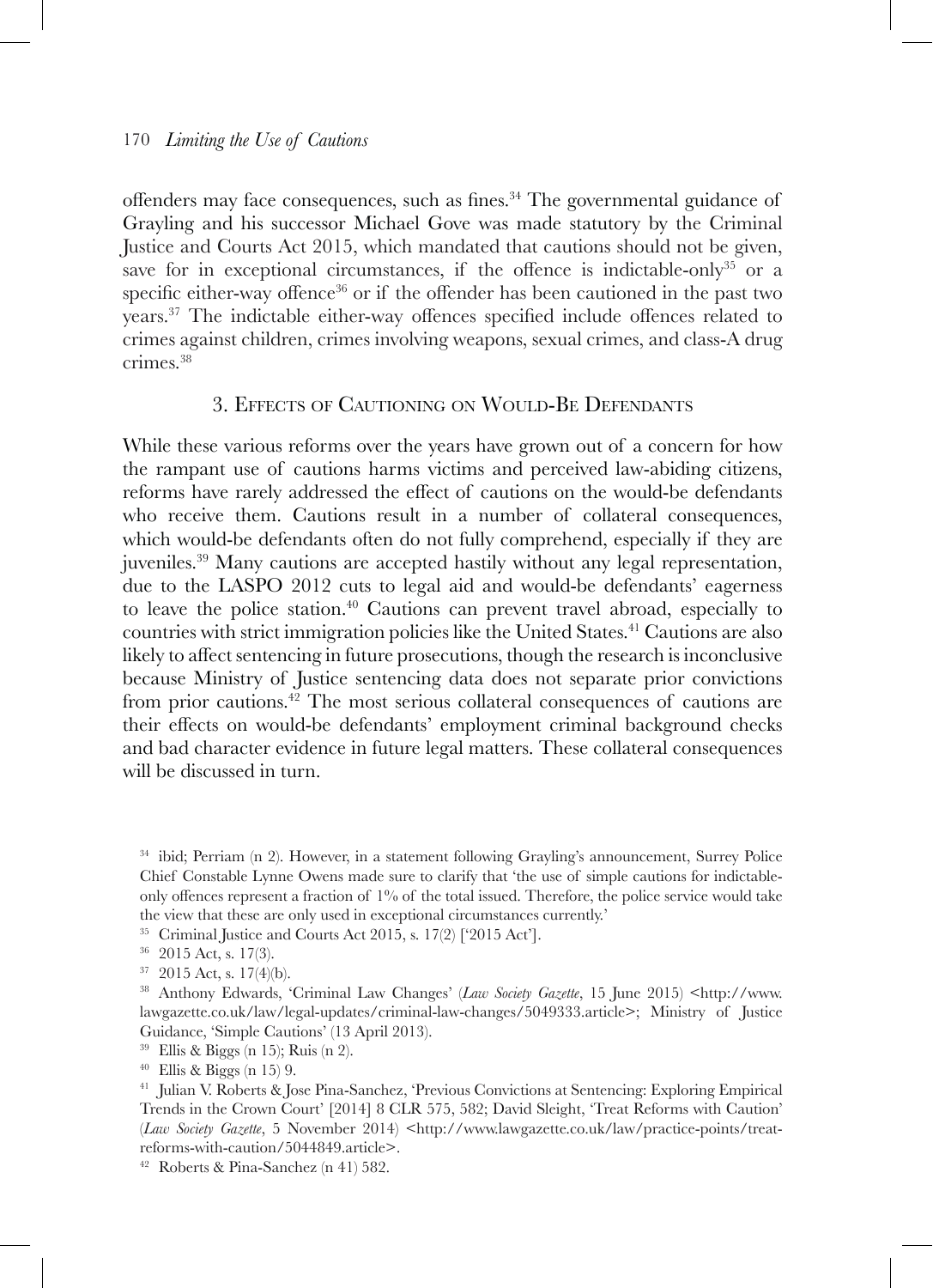offenders may face consequences, such as fines.[34] The governmental guidance of Grayling and his successor Michael Gove was made statutory by the Criminal Justice and Courts Act 2015, which mandated that cautions should not be given, save for in exceptional circumstances, if the offence is indictable-only[35] or a specific either-way offence[36] or if the offender has been cautioned in the past two years.[37] The indictable either-way offences specified include offences related to crimes against children, crimes involving weapons, sexual crimes, and class-A drug crimes.[38]

## 3. Effects of Cautioning on Would-Be Defendants

While these various reforms over the years have grown out of a concern for how the rampant use of cautions harms victims and perceived law-abiding citizens, reforms have rarely addressed the effect of cautions on the would-be defendants who receive them. Cautions result in a number of collateral consequences, which would-be defendants often do not fully comprehend, especially if they are juveniles.[39] Many cautions are accepted hastily without any legal representation, due to the LASPO 2012 cuts to legal aid and would-be defendants' eagerness to leave the police station.[40] Cautions can prevent travel abroad, especially to countries with strict immigration policies like the United States.[41] Cautions are also likely to affect sentencing in future prosecutions, though the research is inconclusive because Ministry of Justice sentencing data does not separate prior convictions from prior cautions.[42] The most serious collateral consequences of cautions are their effects on would-be defendants' employment criminal background checks and bad character evidence in future legal matters. These collateral consequences will be discussed in turn.

---

[34] ibid; Perriam (n 2). However, in a statement following Grayling's announcement, Surrey Police Chief Constable Lynne Owens made sure to clarify that 'the use of simple cautions for indictable-only offences represent a fraction of 1% of the total issued. Therefore, the police service would take the view that these are only used in exceptional circumstances currently.'

[35] Criminal Justice and Courts Act 2015, s. 17(2) ['2015 Act'].

[36] 2015 Act, s. 17(3).

[37] 2015 Act, s. 17(4)(b).

[38] Anthony Edwards, 'Criminal Law Changes' (*Law Society Gazette*, 15 June 2015) <http://www.lawgazette.co.uk/law/legal-updates/criminal-law-changes/5049333.article>; Ministry of Justice Guidance, 'Simple Cautions' (13 April 2013).

[39] Ellis & Biggs (n 15); Ruis (n 2).

[40] Ellis & Biggs (n 15) 9.

[41] Julian V. Roberts & Jose Pina-Sanchez, 'Previous Convictions at Sentencing: Exploring Empirical Trends in the Crown Court' [2014] 8 CLR 575, 582; David Sleight, 'Treat Reforms with Caution' (*Law Society Gazette*, 5 November 2014) <http://www.lawgazette.co.uk/law/practice-points/treat-reforms-with-caution/5044849.article>.

[42] Roberts & Pina-Sanchez (n 41) 582.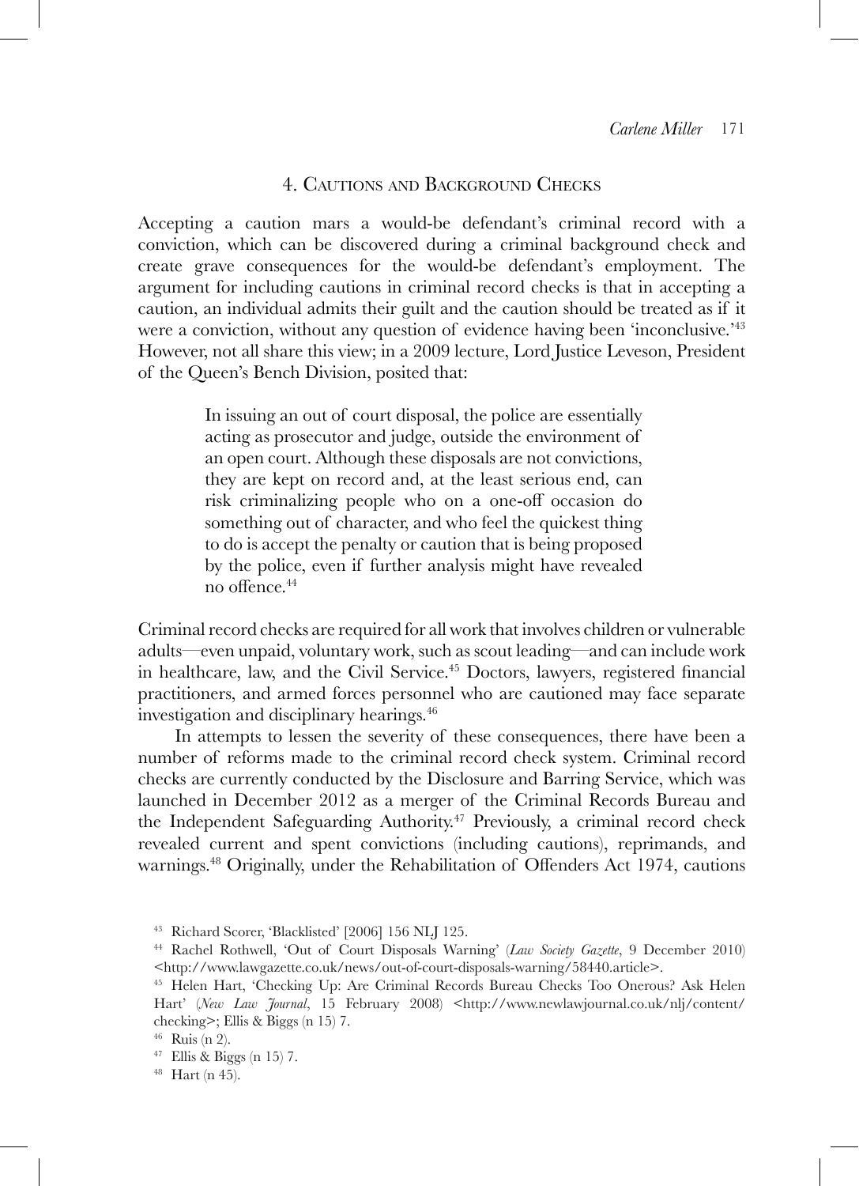## 4. Cautions and Background Checks

Accepting a caution mars a would-be defendant's criminal record with a conviction, which can be discovered during a criminal background check and create grave consequences for the would-be defendant's employment. The argument for including cautions in criminal record checks is that in accepting a caution, an individual admits their guilt and the caution should be treated as if it were a conviction, without any question of evidence having been 'inconclusive.'[43] However, not all share this view; in a 2009 lecture, Lord Justice Leveson, President of the Queen's Bench Division, posited that:

> In issuing an out of court disposal, the police are essentially acting as prosecutor and judge, outside the environment of an open court. Although these disposals are not convictions, they are kept on record and, at the least serious end, can risk criminalizing people who on a one-off occasion do something out of character, and who feel the quickest thing to do is accept the penalty or caution that is being proposed by the police, even if further analysis might have revealed no offence.[44]

Criminal record checks are required for all work that involves children or vulnerable adults—even unpaid, voluntary work, such as scout leading—and can include work in healthcare, law, and the Civil Service.[45] Doctors, lawyers, registered financial practitioners, and armed forces personnel who are cautioned may face separate investigation and disciplinary hearings.[46]

In attempts to lessen the severity of these consequences, there have been a number of reforms made to the criminal record check system. Criminal record checks are currently conducted by the Disclosure and Barring Service, which was launched in December 2012 as a merger of the Criminal Records Bureau and the Independent Safeguarding Authority.[47] Previously, a criminal record check revealed current and spent convictions (including cautions), reprimands, and warnings.[48] Originally, under the Rehabilitation of Offenders Act 1974, cautions

[43] Richard Scorer, 'Blacklisted' [2006] 156 NLJ 125.

[44] Rachel Rothwell, 'Out of Court Disposals Warning' (*Law Society Gazette*, 9 December 2010) <http://www.lawgazette.co.uk/news/out-of-court-disposals-warning/58440.article>.

[45] Helen Hart, 'Checking Up: Are Criminal Records Bureau Checks Too Onerous? Ask Helen Hart' (*New Law Journal*, 15 February 2008) <http://www.newlawjournal.co.uk/nlj/content/checking>; Ellis & Biggs (n 15) 7.

[46] Ruis (n 2).

[47] Ellis & Biggs (n 15) 7.

[48] Hart (n 45).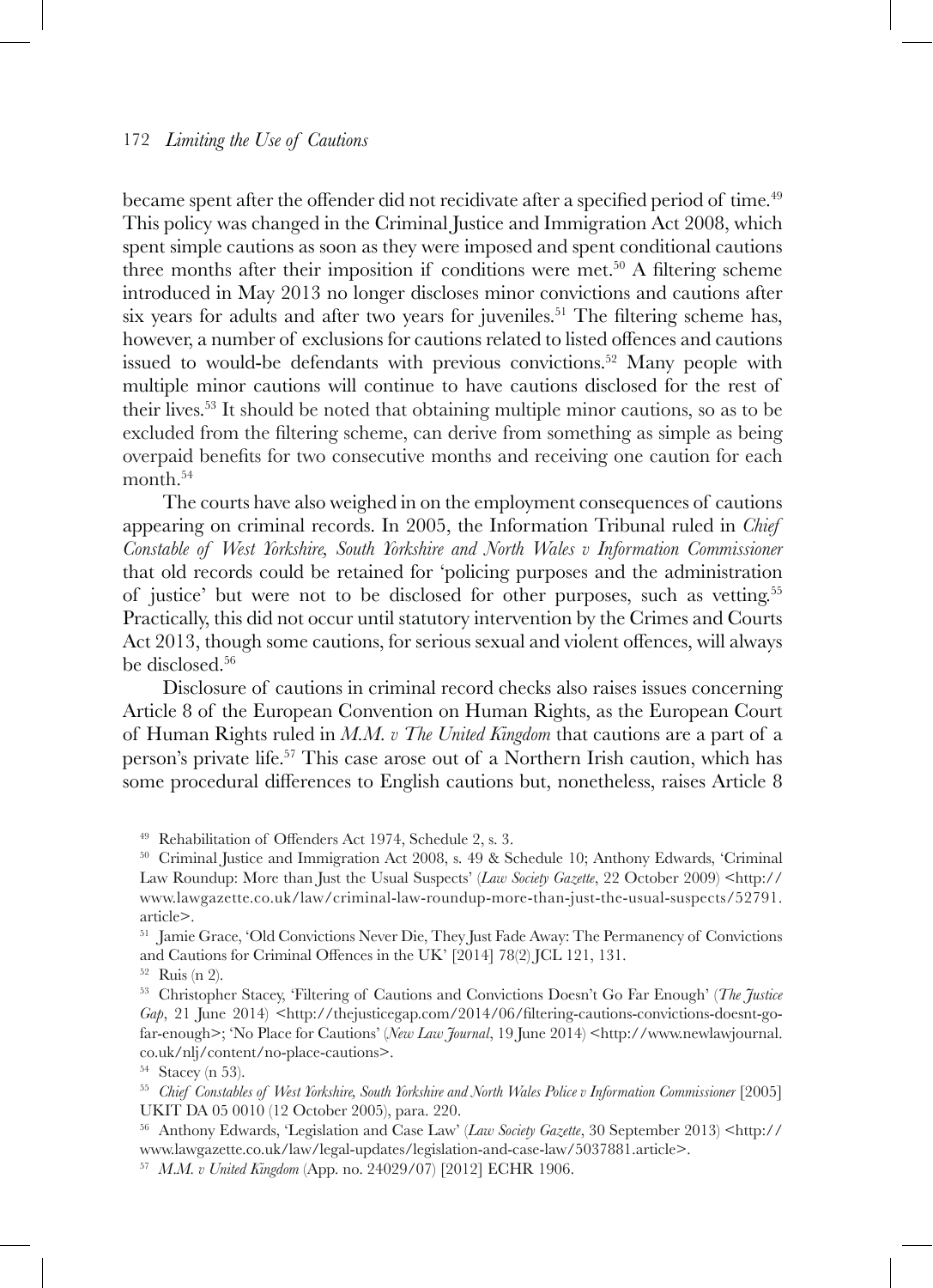became spent after the offender did not recidivate after a specified period of time.[49] This policy was changed in the Criminal Justice and Immigration Act 2008, which spent simple cautions as soon as they were imposed and spent conditional cautions three months after their imposition if conditions were met.[50] A filtering scheme introduced in May 2013 no longer discloses minor convictions and cautions after six years for adults and after two years for juveniles.[51] The filtering scheme has, however, a number of exclusions for cautions related to listed offences and cautions issued to would-be defendants with previous convictions.[52] Many people with multiple minor cautions will continue to have cautions disclosed for the rest of their lives.[53] It should be noted that obtaining multiple minor cautions, so as to be excluded from the filtering scheme, can derive from something as simple as being overpaid benefits for two consecutive months and receiving one caution for each month.[54]

The courts have also weighed in on the employment consequences of cautions appearing on criminal records. In 2005, the Information Tribunal ruled in *Chief Constable of West Yorkshire, South Yorkshire and North Wales v Information Commissioner* that old records could be retained for 'policing purposes and the administration of justice' but were not to be disclosed for other purposes, such as vetting.[55] Practically, this did not occur until statutory intervention by the Crimes and Courts Act 2013, though some cautions, for serious sexual and violent offences, will always be disclosed.[56]

Disclosure of cautions in criminal record checks also raises issues concerning Article 8 of the European Convention on Human Rights, as the European Court of Human Rights ruled in *M.M. v The United Kingdom* that cautions are a part of a person's private life.[57] This case arose out of a Northern Irish caution, which has some procedural differences to English cautions but, nonetheless, raises Article 8

---

[49] Rehabilitation of Offenders Act 1974, Schedule 2, s. 3.

[50] Criminal Justice and Immigration Act 2008, s. 49 & Schedule 10; Anthony Edwards, 'Criminal Law Roundup: More than Just the Usual Suspects' (*Law Society Gazette*, 22 October 2009) <http://www.lawgazette.co.uk/law/criminal-law-roundup-more-than-just-the-usual-suspects/52791.article>.

[51] Jamie Grace, 'Old Convictions Never Die, They Just Fade Away: The Permanency of Convictions and Cautions for Criminal Offences in the UK' [2014] 78(2) JCL 121, 131.

[52] Ruis (n 2).

[53] Christopher Stacey, 'Filtering of Cautions and Convictions Doesn't Go Far Enough' (*The Justice Gap*, 21 June 2014) <http://thejusticegap.com/2014/06/filtering-cautions-convictions-doesnt-go-far-enough>; 'No Place for Cautions' (*New Law Journal*, 19 June 2014) <http://www.newlawjournal.co.uk/nlj/content/no-place-cautions>.

[54] Stacey (n 53).

[55] *Chief Constables of West Yorkshire, South Yorkshire and North Wales Police v Information Commissioner* [2005] UKIT DA 05 0010 (12 October 2005), para. 220.

[56] Anthony Edwards, 'Legislation and Case Law' (*Law Society Gazette*, 30 September 2013) <http://www.lawgazette.co.uk/law/legal-updates/legislation-and-case-law/5037881.article>.

[57] *M.M. v United Kingdom* (App. no. 24029/07) [2012] ECHR 1906.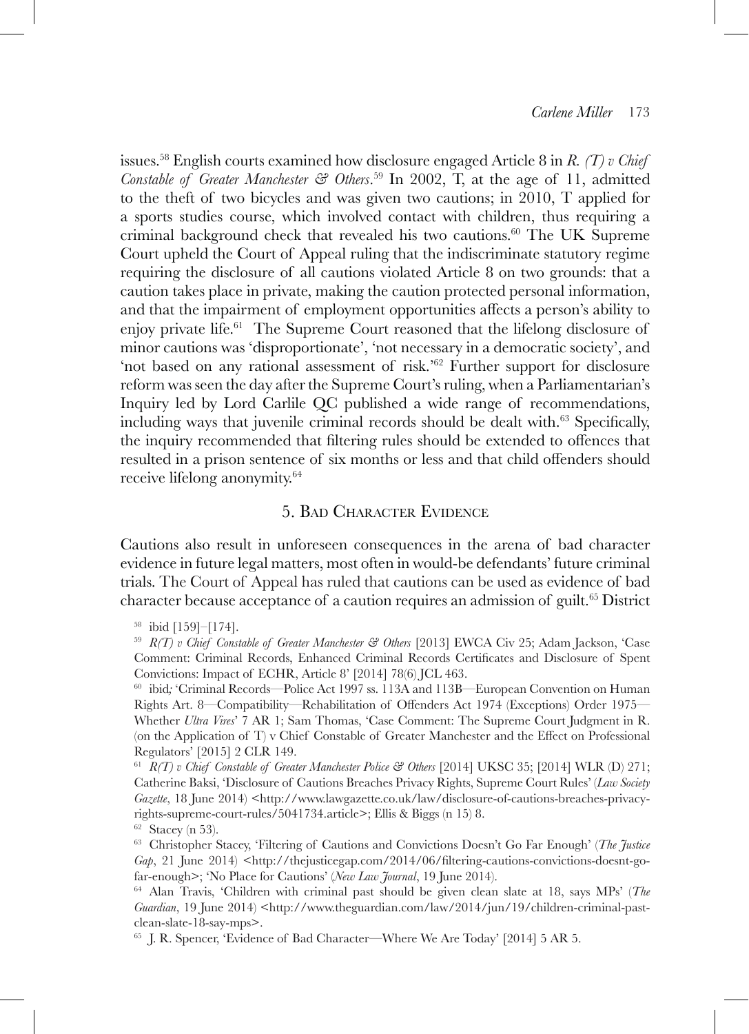issues.[58] English courts examined how disclosure engaged Article 8 in *R. (T) v Chief Constable of Greater Manchester & Others*.[59] In 2002, T, at the age of 11, admitted to the theft of two bicycles and was given two cautions; in 2010, T applied for a sports studies course, which involved contact with children, thus requiring a criminal background check that revealed his two cautions.[60] The UK Supreme Court upheld the Court of Appeal ruling that the indiscriminate statutory regime requiring the disclosure of all cautions violated Article 8 on two grounds: that a caution takes place in private, making the caution protected personal information, and that the impairment of employment opportunities affects a person's ability to enjoy private life.[61] The Supreme Court reasoned that the lifelong disclosure of minor cautions was 'disproportionate', 'not necessary in a democratic society', and 'not based on any rational assessment of risk.'[62] Further support for disclosure reform was seen the day after the Supreme Court's ruling, when a Parliamentarian's Inquiry led by Lord Carlile QC published a wide range of recommendations, including ways that juvenile criminal records should be dealt with.[63] Specifically, the inquiry recommended that filtering rules should be extended to offences that resulted in a prison sentence of six months or less and that child offenders should receive lifelong anonymity.[64]

## 5. Bad Character Evidence

Cautions also result in unforeseen consequences in the arena of bad character evidence in future legal matters, most often in would-be defendants' future criminal trials. The Court of Appeal has ruled that cautions can be used as evidence of bad character because acceptance of a caution requires an admission of guilt.[65] District

---

[58] ibid [159]–[174].

[59] *R(T) v Chief Constable of Greater Manchester & Others* [2013] EWCA Civ 25; Adam Jackson, 'Case Comment: Criminal Records, Enhanced Criminal Records Certificates and Disclosure of Spent Convictions: Impact of ECHR, Article 8' [2014] 78(6) JCL 463.

[60] ibid*;* 'Criminal Records—Police Act 1997 ss. 113A and 113B—European Convention on Human Rights Art. 8—Compatibility—Rehabilitation of Offenders Act 1974 (Exceptions) Order 1975—Whether *Ultra Vires*' 7 AR 1; Sam Thomas, 'Case Comment: The Supreme Court Judgment in R. (on the Application of T) v Chief Constable of Greater Manchester and the Effect on Professional Regulators' [2015] 2 CLR 149.

[61] *R(T) v Chief Constable of Greater Manchester Police & Others* [2014] UKSC 35; [2014] WLR (D) 271; Catherine Baksi, 'Disclosure of Cautions Breaches Privacy Rights, Supreme Court Rules' (*Law Society Gazette*, 18 June 2014) <http://www.lawgazette.co.uk/law/disclosure-of-cautions-breaches-privacy-rights-supreme-court-rules/5041734.article>; Ellis & Biggs (n 15) 8.

[62] Stacey (n 53).

[63] Christopher Stacey, 'Filtering of Cautions and Convictions Doesn't Go Far Enough' (*The Justice Gap*, 21 June 2014) <http://thejusticegap.com/2014/06/filtering-cautions-convictions-doesnt-go-far-enough>; 'No Place for Cautions' (*New Law Journal*, 19 June 2014).

[64] Alan Travis, 'Children with criminal past should be given clean slate at 18, says MPs' (*The Guardian*, 19 June 2014) <http://www.theguardian.com/law/2014/jun/19/children-criminal-past-clean-slate-18-say-mps>.

[65] J. R. Spencer, 'Evidence of Bad Character—Where We Are Today' [2014] 5 AR 5.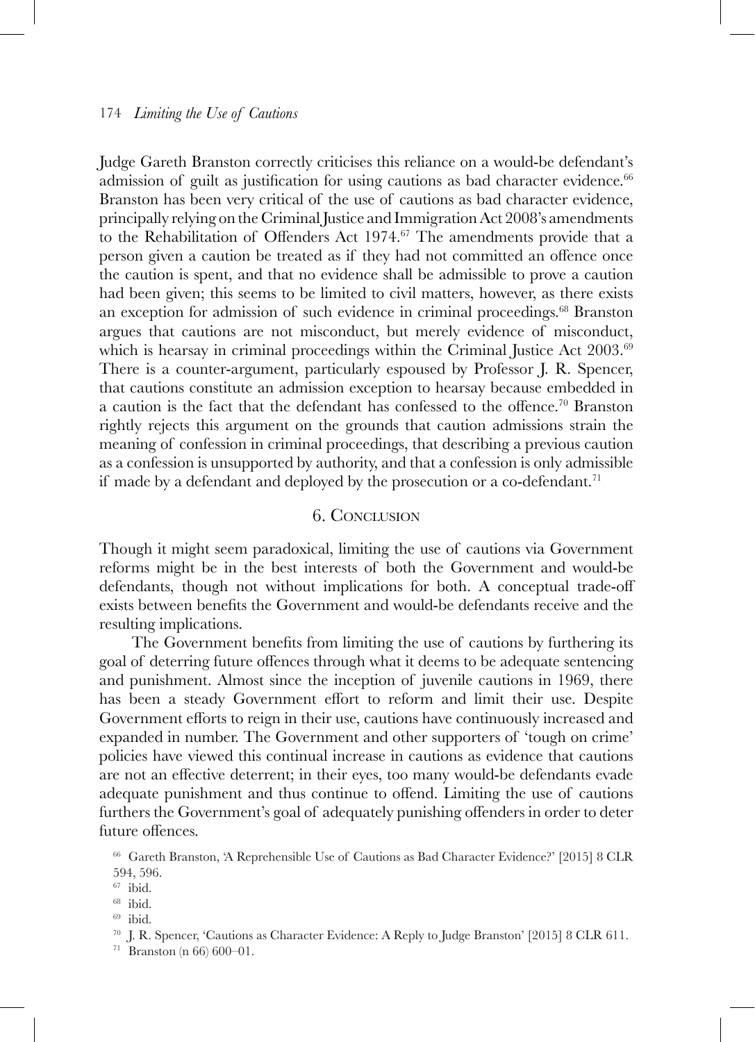Judge Gareth Branston correctly criticises this reliance on a would-be defendant's admission of guilt as justification for using cautions as bad character evidence.[66] Branston has been very critical of the use of cautions as bad character evidence, principally relying on the Criminal Justice and Immigration Act 2008's amendments to the Rehabilitation of Offenders Act 1974.[67] The amendments provide that a person given a caution be treated as if they had not committed an offence once the caution is spent, and that no evidence shall be admissible to prove a caution had been given; this seems to be limited to civil matters, however, as there exists an exception for admission of such evidence in criminal proceedings.[68] Branston argues that cautions are not misconduct, but merely evidence of misconduct, which is hearsay in criminal proceedings within the Criminal Justice Act 2003.[69] There is a counter-argument, particularly espoused by Professor J. R. Spencer, that cautions constitute an admission exception to hearsay because embedded in a caution is the fact that the defendant has confessed to the offence.[70] Branston rightly rejects this argument on the grounds that caution admissions strain the meaning of confession in criminal proceedings, that describing a previous caution as a confession is unsupported by authority, and that a confession is only admissible if made by a defendant and deployed by the prosecution or a co-defendant.[71]

## 6. Conclusion

Though it might seem paradoxical, limiting the use of cautions via Government reforms might be in the best interests of both the Government and would-be defendants, though not without implications for both. A conceptual trade-off exists between benefits the Government and would-be defendants receive and the resulting implications.

The Government benefits from limiting the use of cautions by furthering its goal of deterring future offences through what it deems to be adequate sentencing and punishment. Almost since the inception of juvenile cautions in 1969, there has been a steady Government effort to reform and limit their use. Despite Government efforts to reign in their use, cautions have continuously increased and expanded in number. The Government and other supporters of 'tough on crime' policies have viewed this continual increase in cautions as evidence that cautions are not an effective deterrent; in their eyes, too many would-be defendants evade adequate punishment and thus continue to offend. Limiting the use of cautions furthers the Government's goal of adequately punishing offenders in order to deter future offences.

[66] Gareth Branston, 'A Reprehensible Use of Cautions as Bad Character Evidence?' [2015] 8 CLR 594, 596.

[67] ibid.

[68] ibid.

[69] ibid.

[70] J. R. Spencer, 'Cautions as Character Evidence: A Reply to Judge Branston' [2015] 8 CLR 611.

[71] Branston (n 66) 600–01.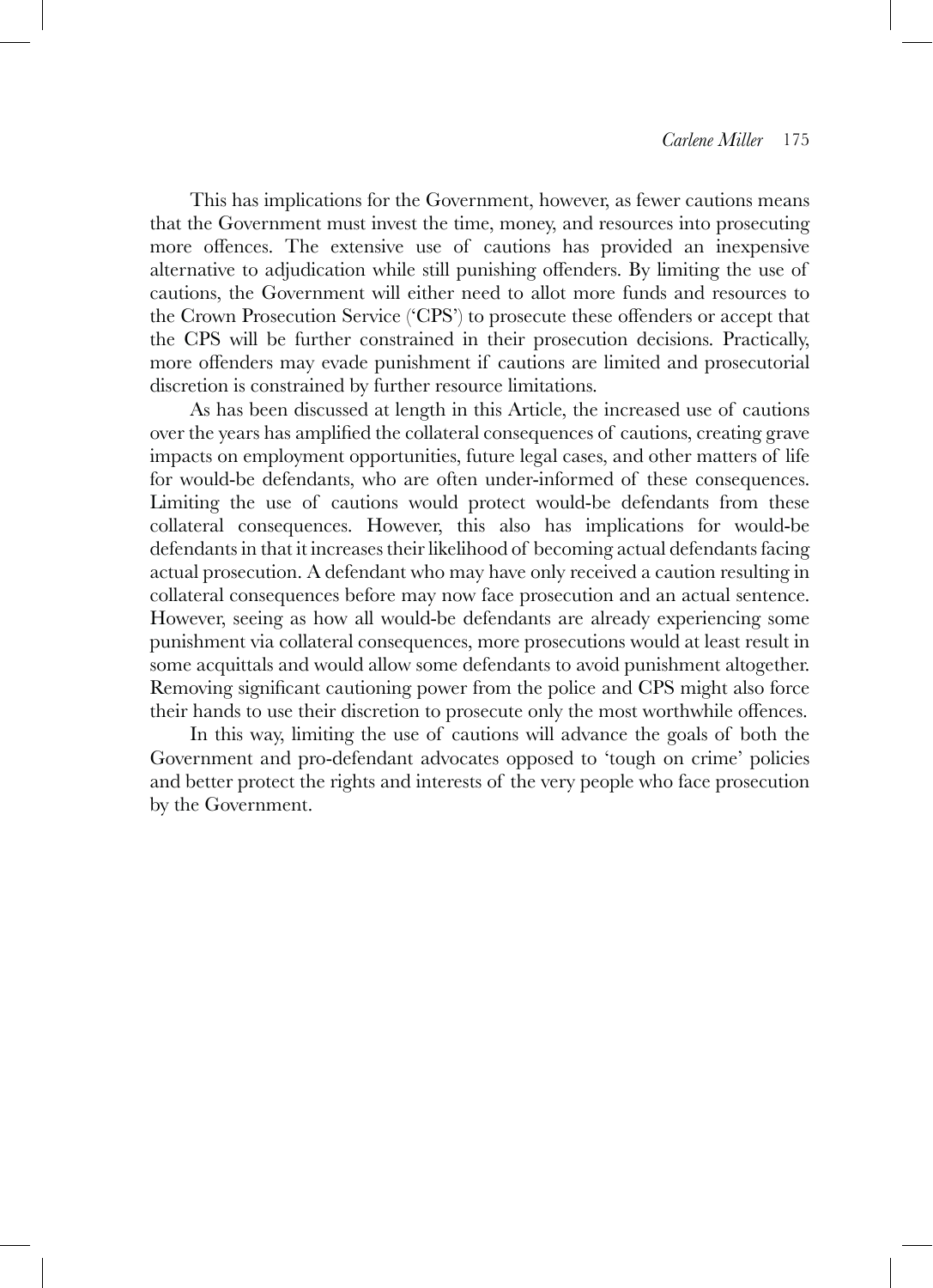This has implications for the Government, however, as fewer cautions means that the Government must invest the time, money, and resources into prosecuting more offences. The extensive use of cautions has provided an inexpensive alternative to adjudication while still punishing offenders. By limiting the use of cautions, the Government will either need to allot more funds and resources to the Crown Prosecution Service ('CPS') to prosecute these offenders or accept that the CPS will be further constrained in their prosecution decisions. Practically, more offenders may evade punishment if cautions are limited and prosecutorial discretion is constrained by further resource limitations.

As has been discussed at length in this Article, the increased use of cautions over the years has amplified the collateral consequences of cautions, creating grave impacts on employment opportunities, future legal cases, and other matters of life for would-be defendants, who are often under-informed of these consequences. Limiting the use of cautions would protect would-be defendants from these collateral consequences. However, this also has implications for would-be defendants in that it increases their likelihood of becoming actual defendants facing actual prosecution. A defendant who may have only received a caution resulting in collateral consequences before may now face prosecution and an actual sentence. However, seeing as how all would-be defendants are already experiencing some punishment via collateral consequences, more prosecutions would at least result in some acquittals and would allow some defendants to avoid punishment altogether. Removing significant cautioning power from the police and CPS might also force their hands to use their discretion to prosecute only the most worthwhile offences.

In this way, limiting the use of cautions will advance the goals of both the Government and pro-defendant advocates opposed to 'tough on crime' policies and better protect the rights and interests of the very people who face prosecution by the Government.